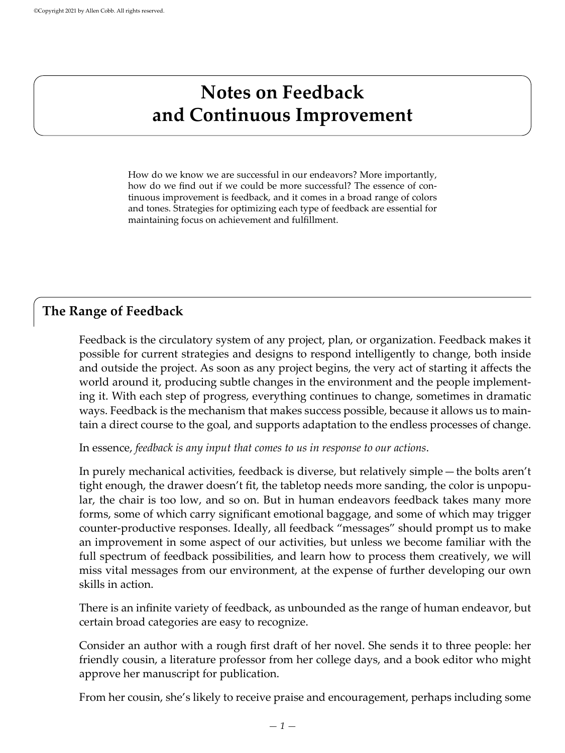©Copyright 2021 by Allen Cobb. All rights reserved.

# Notes on Feedback and Continuous Improvement

How do we know we are successful in our endeavors? More importantly, how do we find out if we could be more successful? The essence of continuous improvement is feedback, and it comes in a broad range of colors and tones. Strategies for optimizing each type of feedback are essential for maintaining focus on achievement and fulfillment.

## The Range of Feedback

Feedback is the circulatory system of any project, plan, or organization. Feedback makes it possible for current strategies and designs to respond intelligently to change, both inside and outside the project. As soon as any project begins, the very act of starting it affects the world around it, producing subtle changes in the environment and the people implementing it. With each step of progress, everything continues to change, sometimes in dramatic ways. Feedback is the mechanism that makes success possible, because it allows us to maintain a direct course to the goal, and supports adaptation to the endless processes of change.

In essence, *feedback is any input that comes to us in response to our actions*.

In purely mechanical activities, feedback is diverse, but relatively simple — the bolts aren't tight enough, the drawer doesn't fit, the tabletop needs more sanding, the color is unpopular, the chair is too low, and so on. But in human endeavors feedback takes many more forms, some of which carry significant emotional baggage, and some of which may trigger counter-productive responses. Ideally, all feedback "messages" should prompt us to make an improvement in some aspect of our activities, but unless we become familiar with the full spectrum of feedback possibilities, and learn how to process them creatively, we will miss vital messages from our environment, at the expense of further developing our own skills in action.

There is an infinite variety of feedback, as unbounded as the range of human endeavor, but certain broad categories are easy to recognize.

Consider an author with a rough first draft of her novel. She sends it to three people: her friendly cousin, a literature professor from her college days, and a book editor who might approve her manuscript for publication.

From her cousin, she's likely to receive praise and encouragement, perhaps including some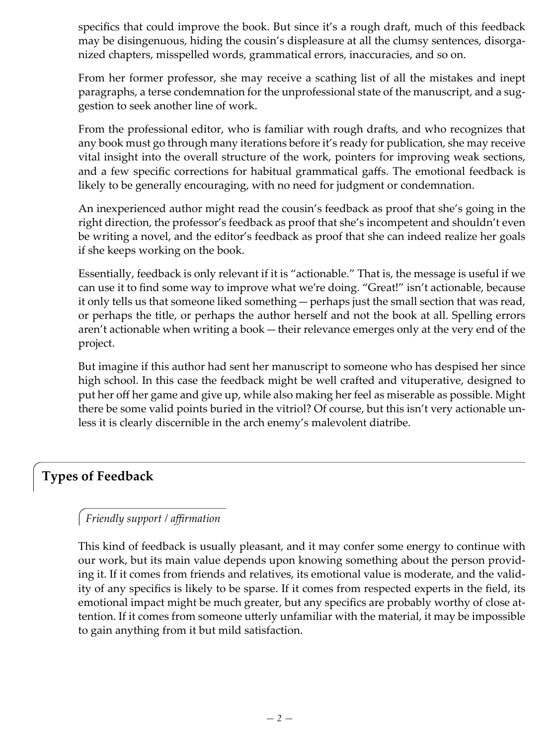specifics that could improve the book. But since it's a rough draft, much of this feedback may be disingenuous, hiding the cousin's displeasure at all the clumsy sentences, disorganized chapters, misspelled words, grammatical errors, inaccuracies, and so on.

From her former professor, she may receive a scathing list of all the mistakes and inept paragraphs, a terse condemnation for the unprofessional state of the manuscript, and a suggestion to seek another line of work.

From the professional editor, who is familiar with rough drafts, and who recognizes that any book must go through many iterations before it's ready for publication, she may receive vital insight into the overall structure of the work, pointers for improving weak sections, and a few specific corrections for habitual grammatical gaffs. The emotional feedback is likely to be generally encouraging, with no need for judgment or condemnation.

An inexperienced author might read the cousin's feedback as proof that she's going in the right direction, the professor's feedback as proof that she's incompetent and shouldn't even be writing a novel, and the editor's feedback as proof that she can indeed realize her goals if she keeps working on the book.

Essentially, feedback is only relevant if it is "actionable." That is, the message is useful if we can use it to find some way to improve what we're doing. "Great!" isn't actionable, because it only tells us that someone liked something — perhaps just the small section that was read, or perhaps the title, or perhaps the author herself and not the book at all. Spelling errors aren't actionable when writing a book — their relevance emerges only at the very end of the project.

But imagine if this author had sent her manuscript to someone who has despised her since high school. In this case the feedback might be well crafted and vituperative, designed to put her off her game and give up, while also making her feel as miserable as possible. Might there be some valid points buried in the vitriol? Of course, but this isn't very actionable unless it is clearly discernible in the arch enemy's malevolent diatribe.

## Types of Feedback

### *Friendly support / affirmation*

This kind of feedback is usually pleasant, and it may confer some energy to continue with our work, but its main value depends upon knowing something about the person providing it. If it comes from friends and relatives, its emotional value is moderate, and the validity of any specifics is likely to be sparse. If it comes from respected experts in the field, its emotional impact might be much greater, but any specifics are probably worthy of close attention. If it comes from someone utterly unfamiliar with the material, it may be impossible to gain anything from it but mild satisfaction.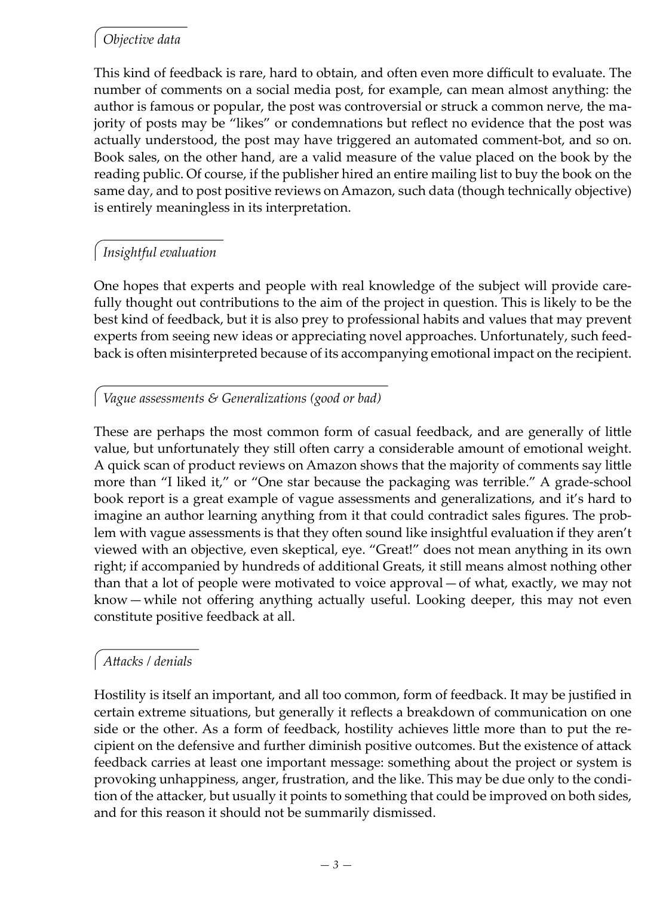### *Objective data*

This kind of feedback is rare, hard to obtain, and often even more difficult to evaluate. The number of comments on a social media post, for example, can mean almost anything: the author is famous or popular, the post was controversial or struck a common nerve, the majority of posts may be "likes" or condemnations but reflect no evidence that the post was actually understood, the post may have triggered an automated comment-bot, and so on. Book sales, on the other hand, are a valid measure of the value placed on the book by the reading public. Of course, if the publisher hired an entire mailing list to buy the book on the same day, and to post positive reviews on Amazon, such data (though technically objective) is entirely meaningless in its interpretation.

### *Insightful evaluation*

One hopes that experts and people with real knowledge of the subject will provide carefully thought out contributions to the aim of the project in question. This is likely to be the best kind of feedback, but it is also prey to professional habits and values that may prevent experts from seeing new ideas or appreciating novel approaches. Unfortunately, such feedback is often misinterpreted because of its accompanying emotional impact on the recipient.

### *Vague assessments & Generalizations (good or bad)*

These are perhaps the most common form of casual feedback, and are generally of little value, but unfortunately they still often carry a considerable amount of emotional weight. A quick scan of product reviews on Amazon shows that the majority of comments say little more than "I liked it," or "One star because the packaging was terrible." A grade-school book report is a great example of vague assessments and generalizations, and it's hard to imagine an author learning anything from it that could contradict sales figures. The problem with vague assessments is that they often sound like insightful evaluation if they aren't viewed with an objective, even skeptical, eye. "Great!" does not mean anything in its own right; if accompanied by hundreds of additional Greats, it still means almost nothing other than that a lot of people were motivated to voice approval — of what, exactly, we may not know — while not offering anything actually useful. Looking deeper, this may not even constitute positive feedback at all.

### *Attacks / denials*

Hostility is itself an important, and all too common, form of feedback. It may be justified in certain extreme situations, but generally it reflects a breakdown of communication on one side or the other. As a form of feedback, hostility achieves little more than to put the recipient on the defensive and further diminish positive outcomes. But the existence of attack feedback carries at least one important message: something about the project or system is provoking unhappiness, anger, frustration, and the like. This may be due only to the condition of the attacker, but usually it points to something that could be improved on both sides, and for this reason it should not be summarily dismissed.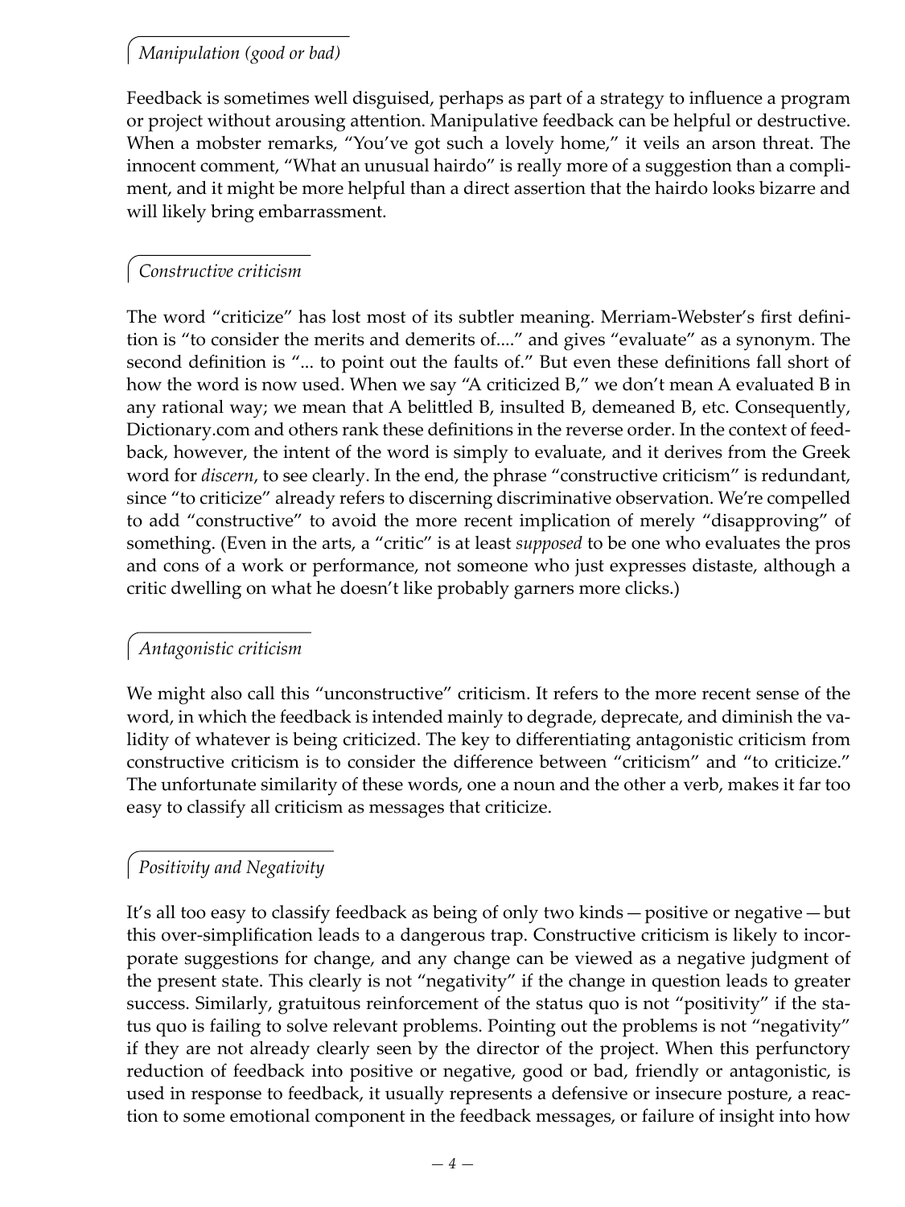### *Manipulation (good or bad)*

Feedback is sometimes well disguised, perhaps as part of a strategy to influence a program or project without arousing attention. Manipulative feedback can be helpful or destructive. When a mobster remarks, "You've got such a lovely home," it veils an arson threat. The innocent comment, "What an unusual hairdo" is really more of a suggestion than a compliment, and it might be more helpful than a direct assertion that the hairdo looks bizarre and will likely bring embarrassment.

### *Constructive criticism*

The word "criticize" has lost most of its subtler meaning. Merriam-Webster's first definition is "to consider the merits and demerits of...." and gives "evaluate" as a synonym. The second definition is "... to point out the faults of." But even these definitions fall short of how the word is now used. When we say "A criticized B," we don't mean A evaluated B in any rational way; we mean that A belittled B, insulted B, demeaned B, etc. Consequently, Dictionary.com and others rank these definitions in the reverse order. In the context of feedback, however, the intent of the word is simply to evaluate, and it derives from the Greek word for *discern*, to see clearly. In the end, the phrase "constructive criticism" is redundant, since "to criticize" already refers to discerning discriminative observation. We're compelled to add "constructive" to avoid the more recent implication of merely "disapproving" of something. (Even in the arts, a "critic" is at least *supposed* to be one who evaluates the pros and cons of a work or performance, not someone who just expresses distaste, although a critic dwelling on what he doesn't like probably garners more clicks.)

### *Antagonistic criticism*

We might also call this "unconstructive" criticism. It refers to the more recent sense of the word, in which the feedback is intended mainly to degrade, deprecate, and diminish the validity of whatever is being criticized. The key to differentiating antagonistic criticism from constructive criticism is to consider the difference between "criticism" and "to criticize." The unfortunate similarity of these words, one a noun and the other a verb, makes it far too easy to classify all criticism as messages that criticize.

### *Positivity and Negativity*

It's all too easy to classify feedback as being of only two kinds — positive or negative — but this over-simplification leads to a dangerous trap. Constructive criticism is likely to incorporate suggestions for change, and any change can be viewed as a negative judgment of the present state. This clearly is not "negativity" if the change in question leads to greater success. Similarly, gratuitous reinforcement of the status quo is not "positivity" if the status quo is failing to solve relevant problems. Pointing out the problems is not "negativity" if they are not already clearly seen by the director of the project. When this perfunctory reduction of feedback into positive or negative, good or bad, friendly or antagonistic, is used in response to feedback, it usually represents a defensive or insecure posture, a reaction to some emotional component in the feedback messages, or failure of insight into how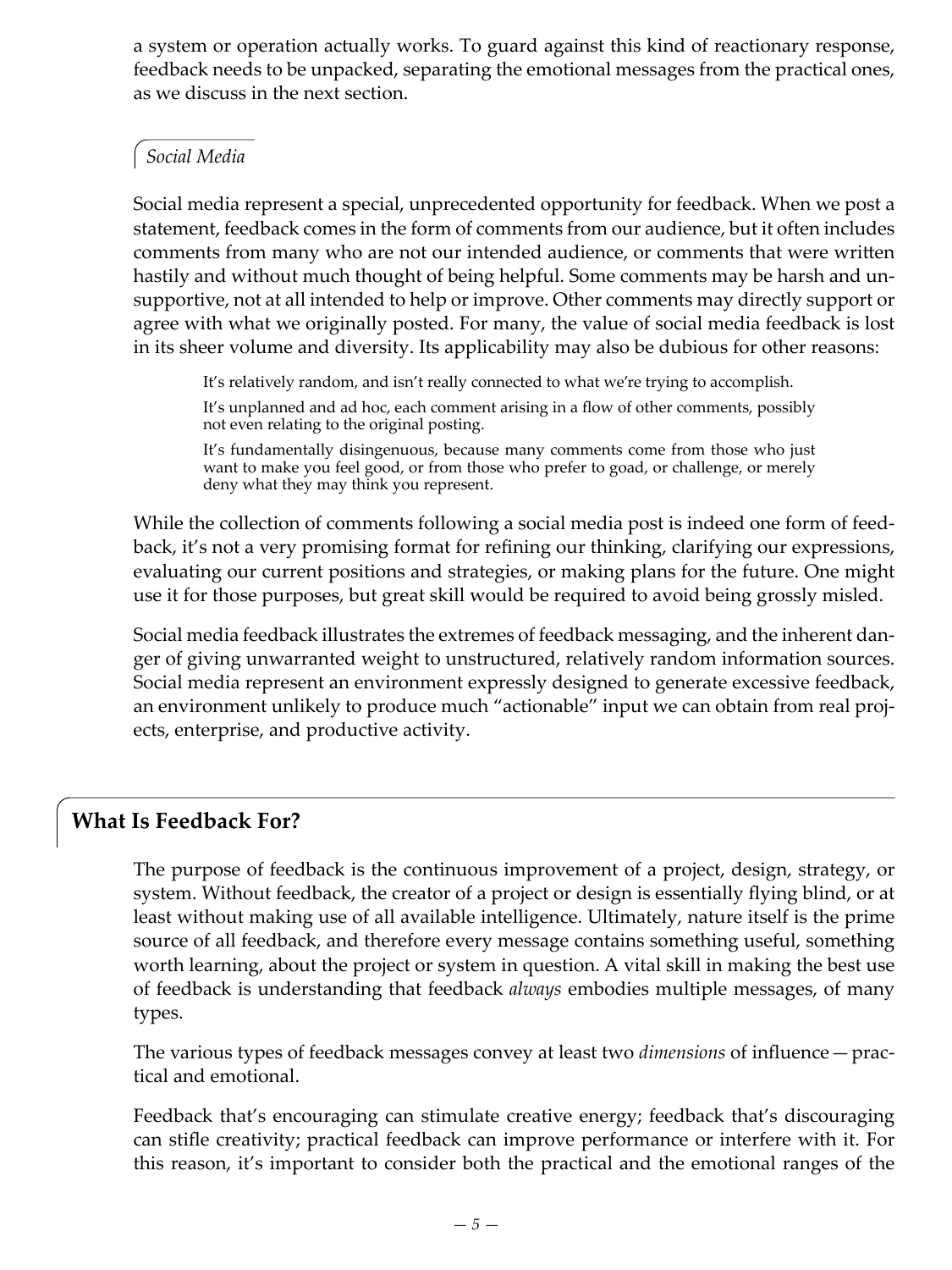a system or operation actually works. To guard against this kind of reactionary response, feedback needs to be unpacked, separating the emotional messages from the practical ones, as we discuss in the next section.

### *Social Media*

Social media represent a special, unprecedented opportunity for feedback. When we post a statement, feedback comes in the form of comments from our audience, but it often includes comments from many who are not our intended audience, or comments that were written hastily and without much thought of being helpful. Some comments may be harsh and unsupportive, not at all intended to help or improve. Other comments may directly support or agree with what we originally posted. For many, the value of social media feedback is lost in its sheer volume and diversity. Its applicability may also be dubious for other reasons:

> It's relatively random, and isn't really connected to what we're trying to accomplish.
>
> It's unplanned and ad hoc, each comment arising in a flow of other comments, possibly not even relating to the original posting.
>
> It's fundamentally disingenuous, because many comments come from those who just want to make you feel good, or from those who prefer to goad, or challenge, or merely deny what they may think you represent.

While the collection of comments following a social media post is indeed one form of feedback, it's not a very promising format for refining our thinking, clarifying our expressions, evaluating our current positions and strategies, or making plans for the future. One might use it for those purposes, but great skill would be required to avoid being grossly misled.

Social media feedback illustrates the extremes of feedback messaging, and the inherent danger of giving unwarranted weight to unstructured, relatively random information sources. Social media represent an environment expressly designed to generate excessive feedback, an environment unlikely to produce much "actionable" input we can obtain from real projects, enterprise, and productive activity.

## What Is Feedback For?

The purpose of feedback is the continuous improvement of a project, design, strategy, or system. Without feedback, the creator of a project or design is essentially flying blind, or at least without making use of all available intelligence. Ultimately, nature itself is the prime source of all feedback, and therefore every message contains something useful, something worth learning, about the project or system in question. A vital skill in making the best use of feedback is understanding that feedback *always* embodies multiple messages, of many types.

The various types of feedback messages convey at least two *dimensions* of influence — practical and emotional.

Feedback that's encouraging can stimulate creative energy; feedback that's discouraging can stifle creativity; practical feedback can improve performance or interfere with it. For this reason, it's important to consider both the practical and the emotional ranges of the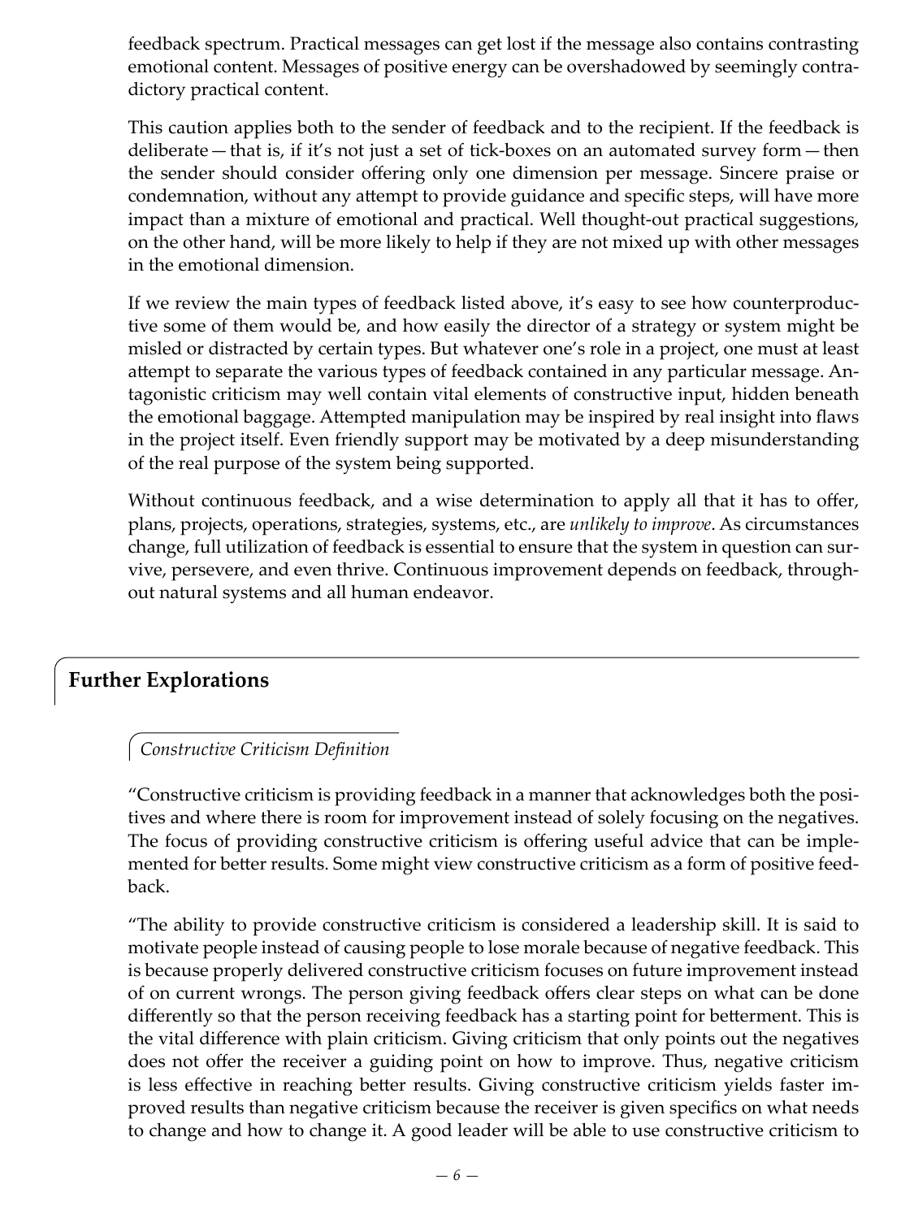feedback spectrum. Practical messages can get lost if the message also contains contrasting emotional content. Messages of positive energy can be overshadowed by seemingly contradictory practical content.

This caution applies both to the sender of feedback and to the recipient. If the feedback is deliberate — that is, if it's not just a set of tick-boxes on an automated survey form — then the sender should consider offering only one dimension per message. Sincere praise or condemnation, without any attempt to provide guidance and specific steps, will have more impact than a mixture of emotional and practical. Well thought-out practical suggestions, on the other hand, will be more likely to help if they are not mixed up with other messages in the emotional dimension.

If we review the main types of feedback listed above, it's easy to see how counterproductive some of them would be, and how easily the director of a strategy or system might be misled or distracted by certain types. But whatever one's role in a project, one must at least attempt to separate the various types of feedback contained in any particular message. Antagonistic criticism may well contain vital elements of constructive input, hidden beneath the emotional baggage. Attempted manipulation may be inspired by real insight into flaws in the project itself. Even friendly support may be motivated by a deep misunderstanding of the real purpose of the system being supported.

Without continuous feedback, and a wise determination to apply all that it has to offer, plans, projects, operations, strategies, systems, etc., are *unlikely to improve*. As circumstances change, full utilization of feedback is essential to ensure that the system in question can survive, persevere, and even thrive. Continuous improvement depends on feedback, throughout natural systems and all human endeavor.

## Further Explorations

### *Constructive Criticism Definition*

"Constructive criticism is providing feedback in a manner that acknowledges both the positives and where there is room for improvement instead of solely focusing on the negatives. The focus of providing constructive criticism is offering useful advice that can be implemented for better results. Some might view constructive criticism as a form of positive feedback.

"The ability to provide constructive criticism is considered a leadership skill. It is said to motivate people instead of causing people to lose morale because of negative feedback. This is because properly delivered constructive criticism focuses on future improvement instead of on current wrongs. The person giving feedback offers clear steps on what can be done differently so that the person receiving feedback has a starting point for betterment. This is the vital difference with plain criticism. Giving criticism that only points out the negatives does not offer the receiver a guiding point on how to improve. Thus, negative criticism is less effective in reaching better results. Giving constructive criticism yields faster improved results than negative criticism because the receiver is given specifics on what needs to change and how to change it. A good leader will be able to use constructive criticism to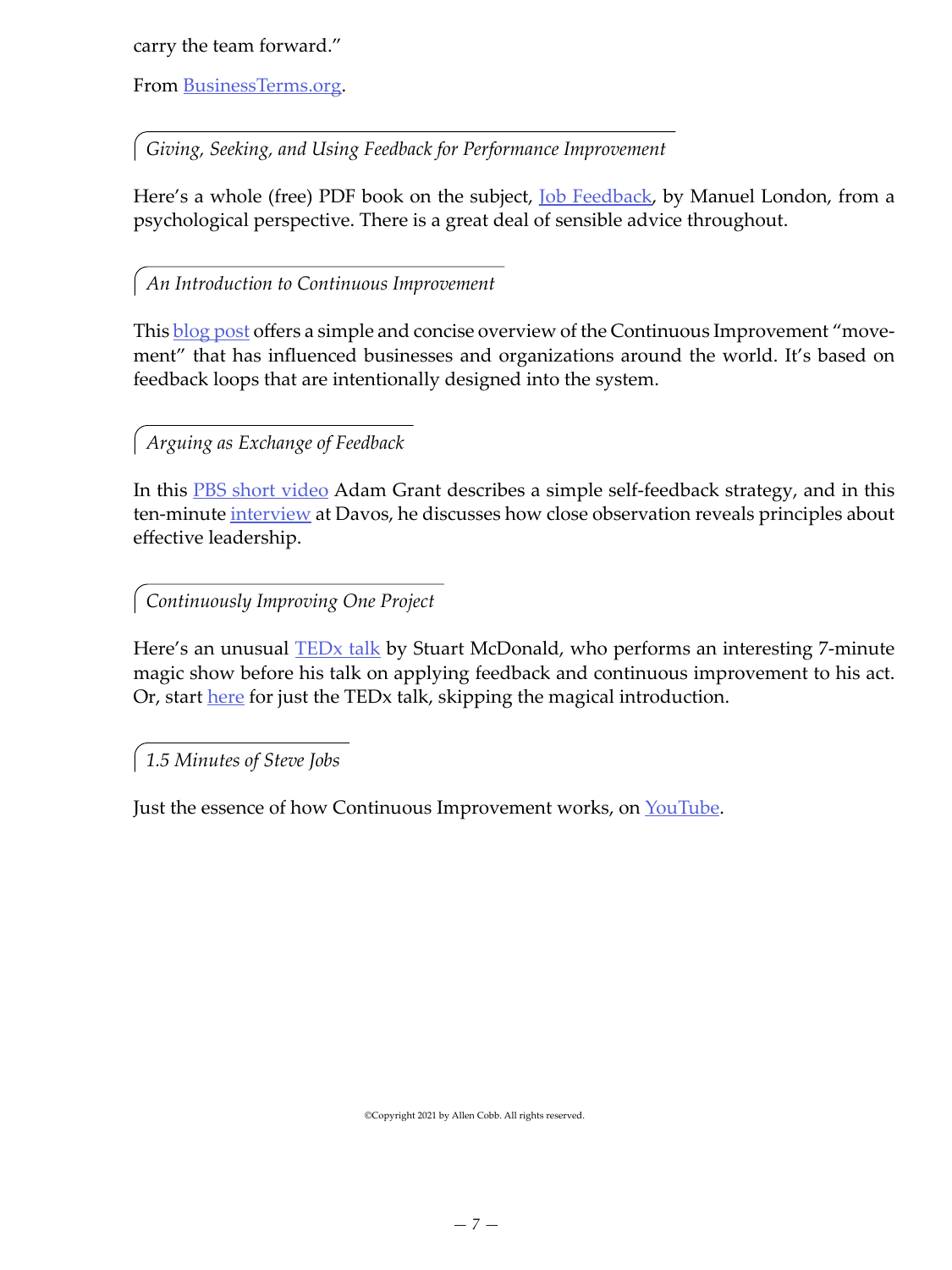carry the team forward."

From BusinessTerms.org.

### *Giving, Seeking, and Using Feedback for Performance Improvement*

Here's a whole (free) PDF book on the subject, Job Feedback, by Manuel London, from a psychological perspective. There is a great deal of sensible advice throughout.

### *An Introduction to Continuous Improvement*

This blog post offers a simple and concise overview of the Continuous Improvement "movement" that has influenced businesses and organizations around the world. It's based on feedback loops that are intentionally designed into the system.

### *Arguing as Exchange of Feedback*

In this PBS short video Adam Grant describes a simple self-feedback strategy, and in this ten-minute interview at Davos, he discusses how close observation reveals principles about effective leadership.

### *Continuously Improving One Project*

Here's an unusual TEDx talk by Stuart McDonald, who performs an interesting 7-minute magic show before his talk on applying feedback and continuous improvement to his act. Or, start here for just the TEDx talk, skipping the magical introduction.

### *1.5 Minutes of Steve Jobs*

Just the essence of how Continuous Improvement works, on YouTube.

©Copyright 2021 by Allen Cobb. All rights reserved.